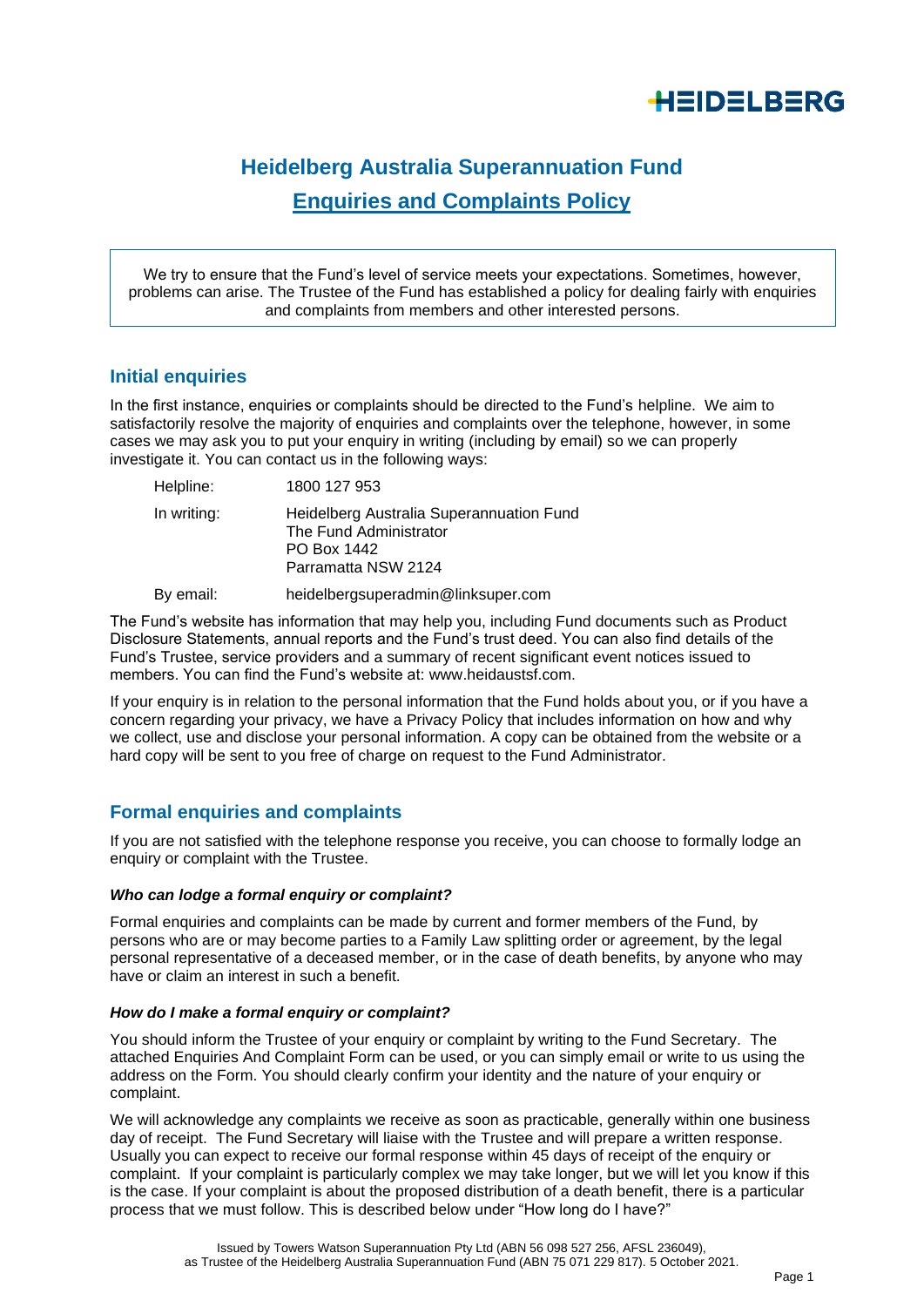HEIDELBERG

# Heidelberg Australia Superannuation Fund

## Enquiries and Complaints Policy

We try to ensure that the Fund's level of service meets your expectations. Sometimes, however, problems can arise. The Trustee of the Fund has established a policy for dealing fairly with enquiries and complaints from members and other interested persons.

## Initial enquiries

In the first instance, enquiries or complaints should be directed to the Fund's helpline. We aim to satisfactorily resolve the majority of enquiries and complaints over the telephone, however, in some cases we may ask you to put your enquiry in writing (including by email) so we can properly investigate it. You can contact us in the following ways:

| | |
|---|---|
| Helpline: | 1800 127 953 |
| In writing: | Heidelberg Australia Superannuation Fund<br>The Fund Administrator<br>PO Box 1442<br>Parramatta NSW 2124 |
| By email: | heidelbergsuperadmin@linksuper.com |

The Fund's website has information that may help you, including Fund documents such as Product Disclosure Statements, annual reports and the Fund's trust deed. You can also find details of the Fund's Trustee, service providers and a summary of recent significant event notices issued to members. You can find the Fund's website at: www.heidaustsf.com.

If your enquiry is in relation to the personal information that the Fund holds about you, or if you have a concern regarding your privacy, we have a Privacy Policy that includes information on how and why we collect, use and disclose your personal information. A copy can be obtained from the website or a hard copy will be sent to you free of charge on request to the Fund Administrator.

## Formal enquiries and complaints

If you are not satisfied with the telephone response you receive, you can choose to formally lodge an enquiry or complaint with the Trustee.

#### *Who can lodge a formal enquiry or complaint?*

Formal enquiries and complaints can be made by current and former members of the Fund, by persons who are or may become parties to a Family Law splitting order or agreement, by the legal personal representative of a deceased member, or in the case of death benefits, by anyone who may have or claim an interest in such a benefit.

#### *How do I make a formal enquiry or complaint?*

You should inform the Trustee of your enquiry or complaint by writing to the Fund Secretary. The attached Enquiries And Complaint Form can be used, or you can simply email or write to us using the address on the Form. You should clearly confirm your identity and the nature of your enquiry or complaint.

We will acknowledge any complaints we receive as soon as practicable, generally within one business day of receipt. The Fund Secretary will liaise with the Trustee and will prepare a written response. Usually you can expect to receive our formal response within 45 days of receipt of the enquiry or complaint. If your complaint is particularly complex we may take longer, but we will let you know if this is the case. If your complaint is about the proposed distribution of a death benefit, there is a particular process that we must follow. This is described below under "How long do I have?"

Issued by Towers Watson Superannuation Pty Ltd (ABN 56 098 527 256, AFSL 236049), as Trustee of the Heidelberg Australia Superannuation Fund (ABN 75 071 229 817). 5 October 2021.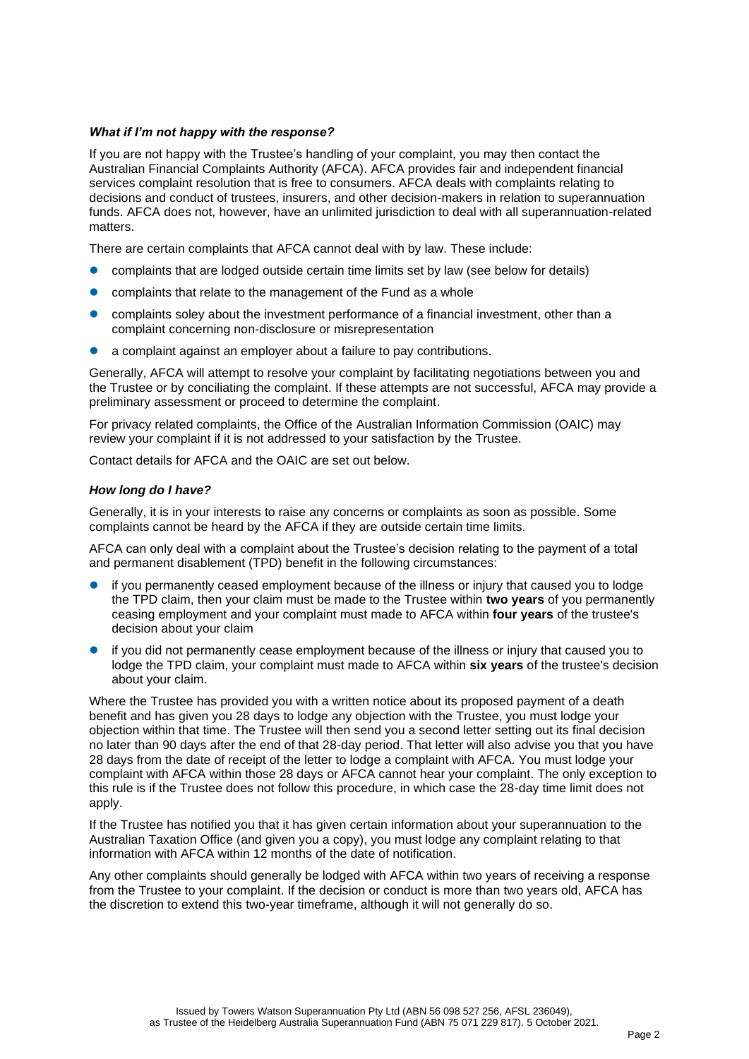### *What if I'm not happy with the response?*

If you are not happy with the Trustee's handling of your complaint, you may then contact the Australian Financial Complaints Authority (AFCA). AFCA provides fair and independent financial services complaint resolution that is free to consumers. AFCA deals with complaints relating to decisions and conduct of trustees, insurers, and other decision-makers in relation to superannuation funds. AFCA does not, however, have an unlimited jurisdiction to deal with all superannuation-related matters.

There are certain complaints that AFCA cannot deal with by law. These include:

- complaints that are lodged outside certain time limits set by law (see below for details)
- complaints that relate to the management of the Fund as a whole
- complaints soley about the investment performance of a financial investment, other than a complaint concerning non-disclosure or misrepresentation
- a complaint against an employer about a failure to pay contributions.

Generally, AFCA will attempt to resolve your complaint by facilitating negotiations between you and the Trustee or by conciliating the complaint. If these attempts are not successful, AFCA may provide a preliminary assessment or proceed to determine the complaint.

For privacy related complaints, the Office of the Australian Information Commission (OAIC) may review your complaint if it is not addressed to your satisfaction by the Trustee.

Contact details for AFCA and the OAIC are set out below.

### *How long do I have?*

Generally, it is in your interests to raise any concerns or complaints as soon as possible. Some complaints cannot be heard by the AFCA if they are outside certain time limits.

AFCA can only deal with a complaint about the Trustee's decision relating to the payment of a total and permanent disablement (TPD) benefit in the following circumstances:

- if you permanently ceased employment because of the illness or injury that caused you to lodge the TPD claim, then your claim must be made to the Trustee within **two years** of you permanently ceasing employment and your complaint must made to AFCA within **four years** of the trustee's decision about your claim
- if you did not permanently cease employment because of the illness or injury that caused you to lodge the TPD claim, your complaint must made to AFCA within **six years** of the trustee's decision about your claim.

Where the Trustee has provided you with a written notice about its proposed payment of a death benefit and has given you 28 days to lodge any objection with the Trustee, you must lodge your objection within that time. The Trustee will then send you a second letter setting out its final decision no later than 90 days after the end of that 28-day period. That letter will also advise you that you have 28 days from the date of receipt of the letter to lodge a complaint with AFCA. You must lodge your complaint with AFCA within those 28 days or AFCA cannot hear your complaint. The only exception to this rule is if the Trustee does not follow this procedure, in which case the 28-day time limit does not apply.

If the Trustee has notified you that it has given certain information about your superannuation to the Australian Taxation Office (and given you a copy), you must lodge any complaint relating to that information with AFCA within 12 months of the date of notification.

Any other complaints should generally be lodged with AFCA within two years of receiving a response from the Trustee to your complaint. If the decision or conduct is more than two years old, AFCA has the discretion to extend this two-year timeframe, although it will not generally do so.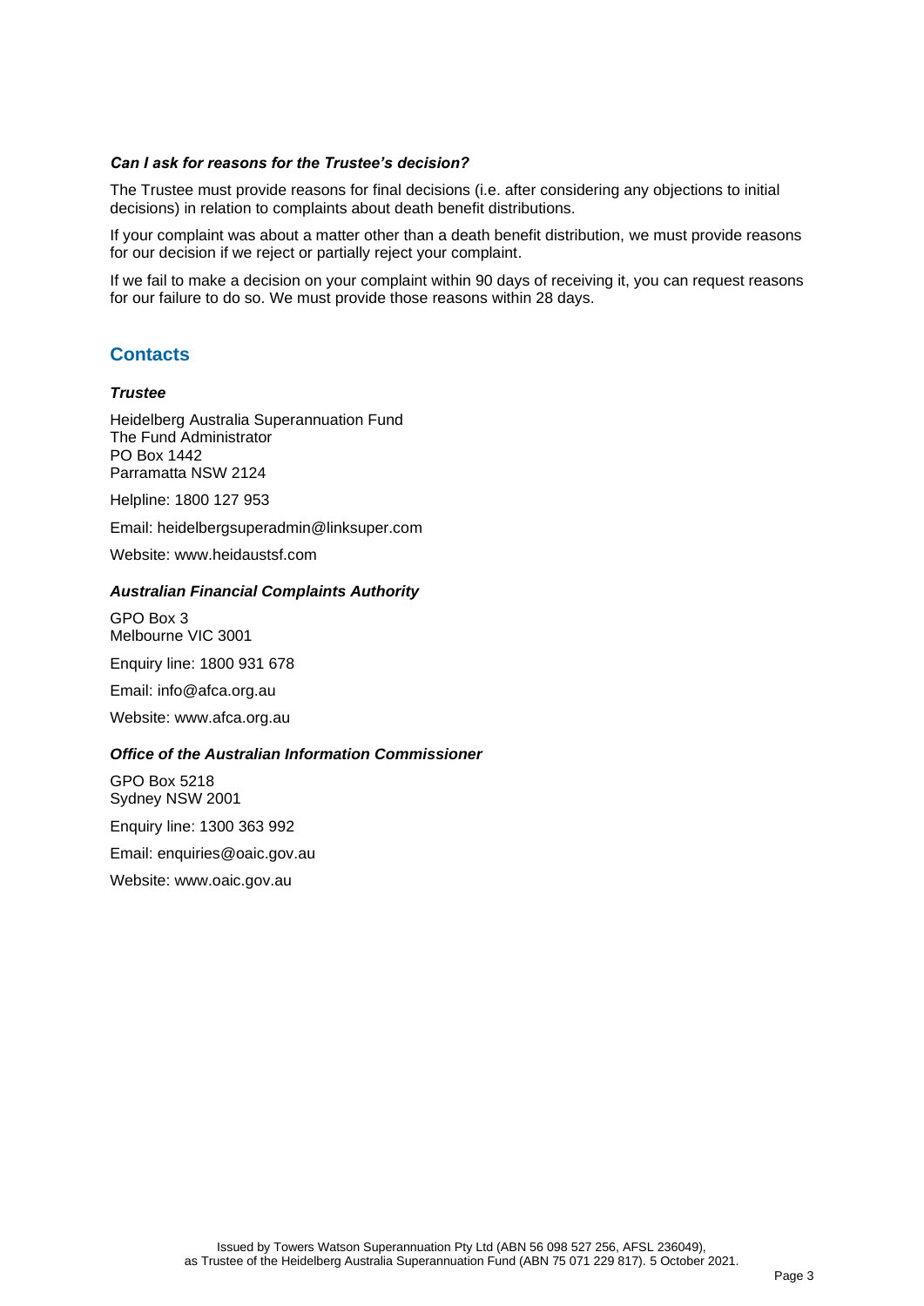### *Can I ask for reasons for the Trustee's decision?*

The Trustee must provide reasons for final decisions (i.e. after considering any objections to initial decisions) in relation to complaints about death benefit distributions.

If your complaint was about a matter other than a death benefit distribution, we must provide reasons for our decision if we reject or partially reject your complaint.

If we fail to make a decision on your complaint within 90 days of receiving it, you can request reasons for our failure to do so. We must provide those reasons within 28 days.

## Contacts

### *Trustee*

Heidelberg Australia Superannuation Fund
The Fund Administrator
PO Box 1442
Parramatta NSW 2124

Helpline: 1800 127 953

Email: heidelbergsuperadmin@linksuper.com

Website: www.heidaustsf.com

### *Australian Financial Complaints Authority*

GPO Box 3
Melbourne VIC 3001

Enquiry line: 1800 931 678

Email: info@afca.org.au

Website: www.afca.org.au

### *Office of the Australian Information Commissioner*

GPO Box 5218
Sydney NSW 2001

Enquiry line: 1300 363 992

Email: enquiries@oaic.gov.au

Website: www.oaic.gov.au

Issued by Towers Watson Superannuation Pty Ltd (ABN 56 098 527 256, AFSL 236049), as Trustee of the Heidelberg Australia Superannuation Fund (ABN 75 071 229 817). 5 October 2021.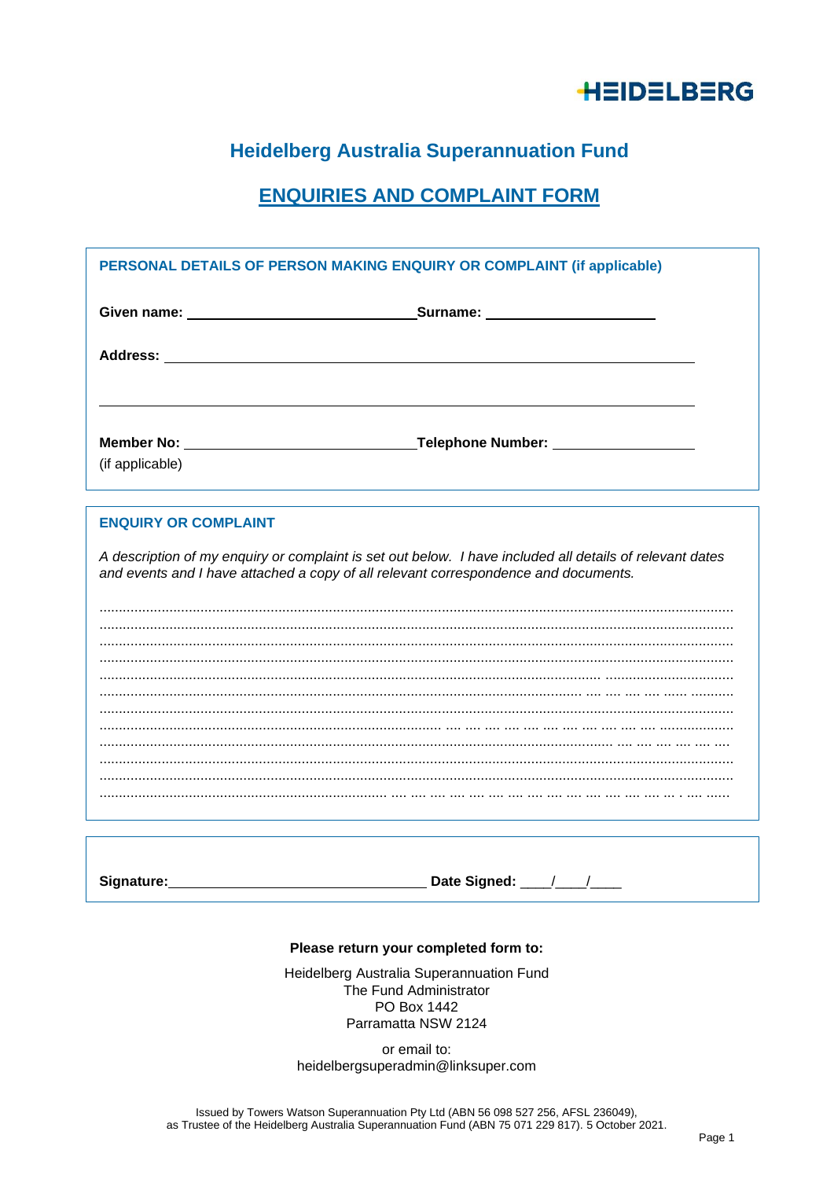HEIDELBERG

# Heidelberg Australia Superannuation Fund

## ENQUIRIES AND COMPLAINT FORM

### PERSONAL DETAILS OF PERSON MAKING ENQUIRY OR COMPLAINT (if applicable)

**Given name:** ______________________________ **Surname:** ______________________

**Address:** ____________________________________________________________

____________________________________________________________

**Member No:** ______________________________ **Telephone Number:** __________________

(if applicable)

### ENQUIRY OR COMPLAINT

*A description of my enquiry or complaint is set out below. I have included all details of relevant dates and events and I have attached a copy of all relevant correspondence and documents.*

.....................................................................................................................................................

.....................................................................................................................................................

.....................................................................................................................................................

.....................................................................................................................................................

.....................................................................................................................................................

.....................................................................................................................................................

.....................................................................................................................................................

.....................................................................................................................................................

.....................................................................................................................................................

.....................................................................................................................................................

.....................................................................................................................................................

.....................................................................................................................................................

**Signature:** _________________________________ **Date Signed:** ____/____/____

**Please return your completed form to:**

Heidelberg Australia Superannuation Fund
The Fund Administrator
PO Box 1442
Parramatta NSW 2124

or email to:
heidelbergsuperadmin@linksuper.com

Issued by Towers Watson Superannuation Pty Ltd (ABN 56 098 527 256, AFSL 236049), as Trustee of the Heidelberg Australia Superannuation Fund (ABN 75 071 229 817). 5 October 2021.